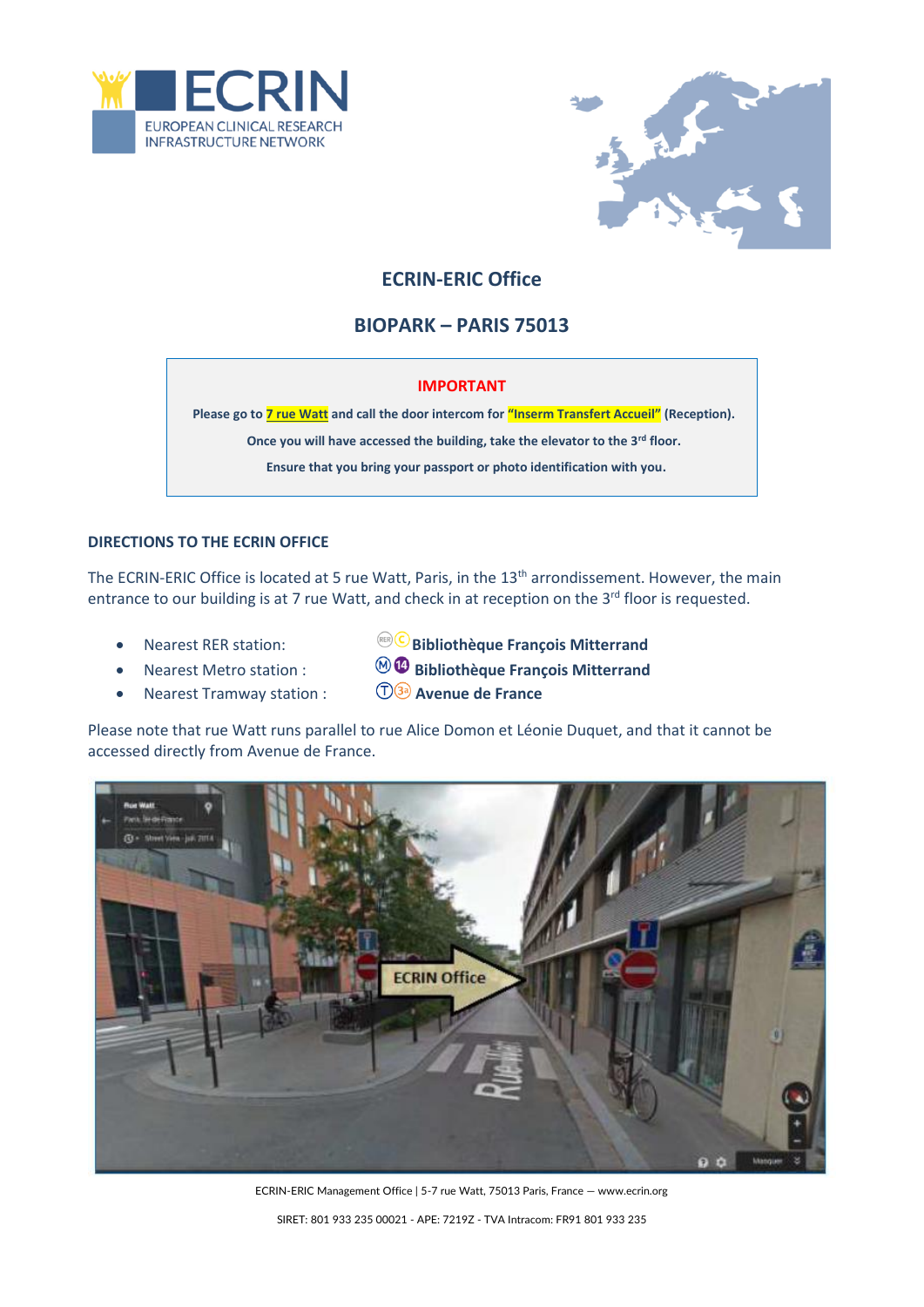# ECRIN-ERIC Office

## BIOPARK – PARIS 75013

**IMPORTANT**

**Please go to 7 rue Watt and call the door intercom for "Inserm Transfert Accueil" (Reception).**

**Once you will have accessed the building, take the elevator to the 3rd floor.**

**Ensure that you bring your passport or photo identification with you.**

### DIRECTIONS TO THE ECRIN OFFICE

The ECRIN-ERIC Office is located at 5 rue Watt, Paris, in the 13th arrondissement. However, the main entrance to our building is at 7 rue Watt, and check in at reception on the 3rd floor is requested.

- Nearest RER station: RER C **Bibliothèque François Mitterrand**
- Nearest Metro station : M 14 **Bibliothèque François Mitterrand**
- Nearest Tramway station : T 3a **Avenue de France**

Please note that rue Watt runs parallel to rue Alice Domon et Léonie Duquet, and that it cannot be accessed directly from Avenue de France.

ECRIN-ERIC Management Office | 5-7 rue Watt, 75013 Paris, France — www.ecrin.org

SIRET: 801 933 235 00021 - APE: 7219Z - TVA Intracom: FR91 801 933 235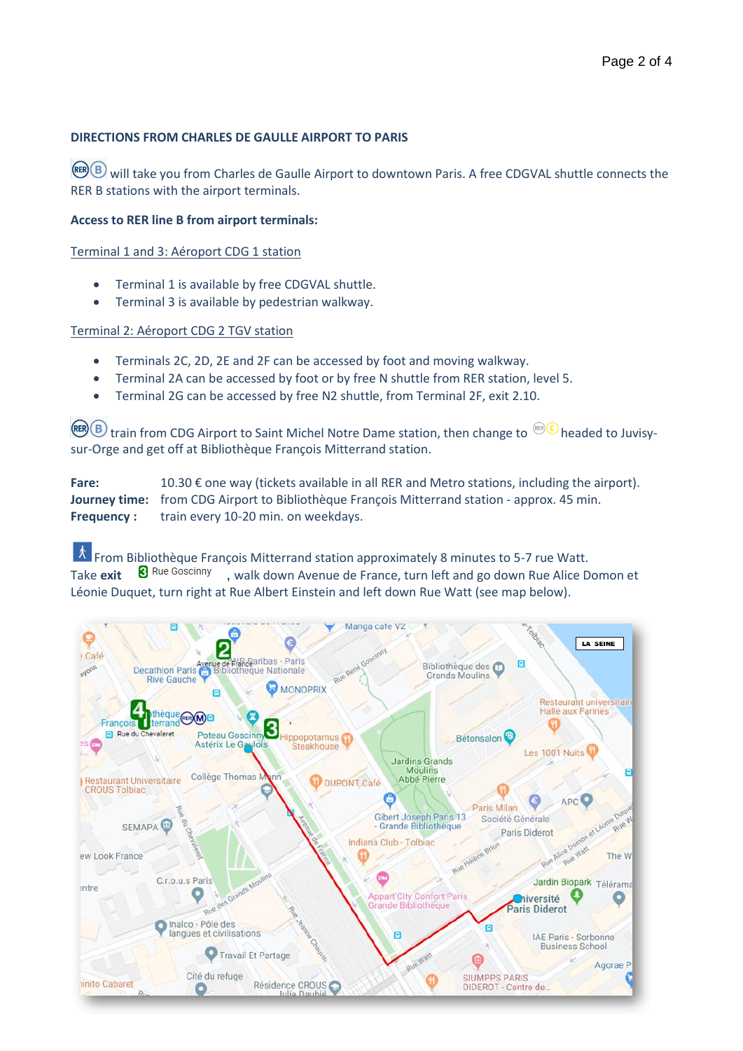**DIRECTIONS FROM CHARLES DE GAULLE AIRPORT TO PARIS**

RER B will take you from Charles de Gaulle Airport to downtown Paris. A free CDGVAL shuttle connects the RER B stations with the airport terminals.

**Access to RER line B from airport terminals:**

Terminal 1 and 3: Aéroport CDG 1 station

- Terminal 1 is available by free CDGVAL shuttle.
- Terminal 3 is available by pedestrian walkway.

Terminal 2: Aéroport CDG 2 TGV station

- Terminals 2C, 2D, 2E and 2F can be accessed by foot and moving walkway.
- Terminal 2A can be accessed by foot or by free N shuttle from RER station, level 5.
- Terminal 2G can be accessed by free N2 shuttle, from Terminal 2F, exit 2.10.

RER B train from CDG Airport to Saint Michel Notre Dame station, then change to RER C headed to Juvisy-sur-Orge and get off at Bibliothèque François Mitterrand station.

**Fare:** 10.30 € one way (tickets available in all RER and Metro stations, including the airport).
**Journey time:** from CDG Airport to Bibliothèque François Mitterrand station - approx. 45 min.
**Frequency :** train every 10-20 min. on weekdays.

From Bibliothèque François Mitterrand station approximately 8 minutes to 5-7 rue Watt.
Take **exit** 3 Rue Goscinny, walk down Avenue de France, turn left and go down Rue Alice Domon et Léonie Duquet, turn right at Rue Albert Einstein and left down Rue Watt (see map below).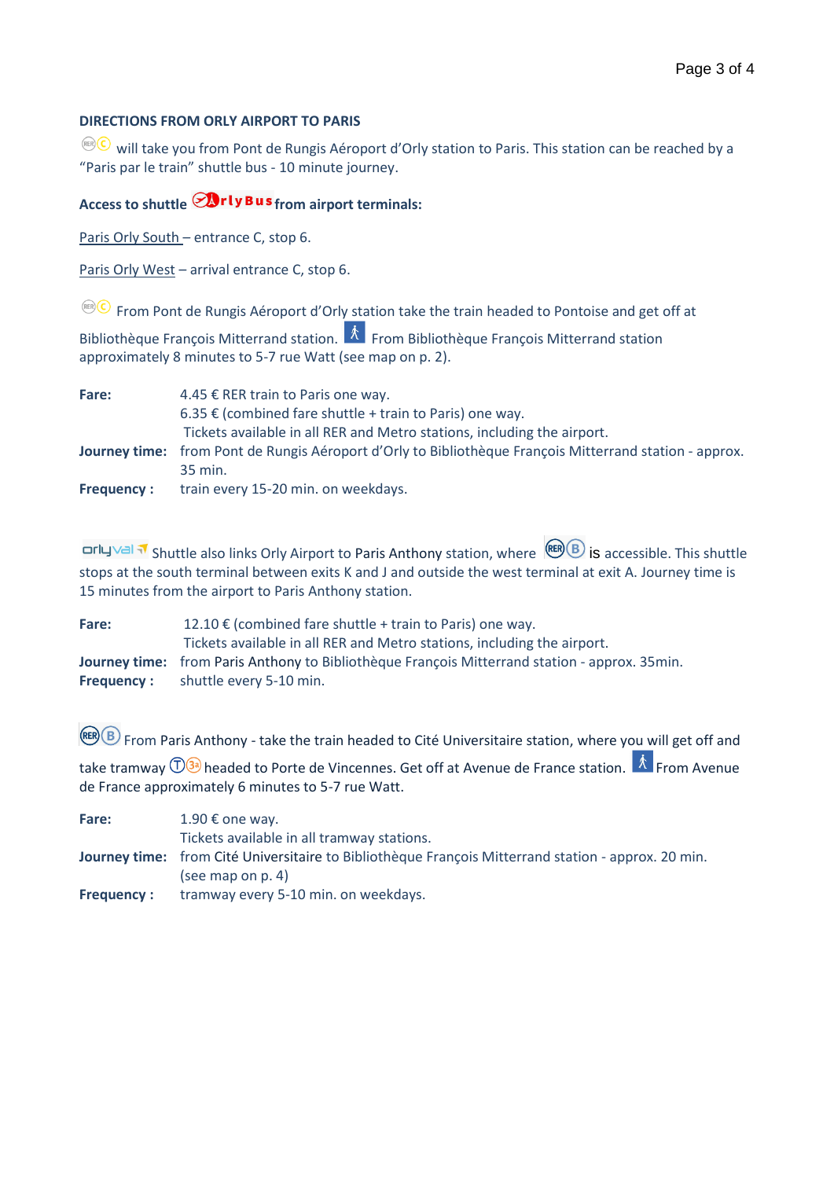### DIRECTIONS FROM ORLY AIRPORT TO PARIS

RER C will take you from Pont de Rungis Aéroport d'Orly station to Paris. This station can be reached by a "Paris par le train" shuttle bus - 10 minute journey.

**Access to shuttle OrlyBus from airport terminals:**

Paris Orly South – entrance C, stop 6.

Paris Orly West – arrival entrance C, stop 6.

RER C From Pont de Rungis Aéroport d'Orly station take the train headed to Pontoise and get off at Bibliothèque François Mitterrand station. From Bibliothèque François Mitterrand station approximately 8 minutes to 5-7 rue Watt (see map on p. 2).

**Fare:** 4.45 € RER train to Paris one way.
6.35 € (combined fare shuttle + train to Paris) one way.
Tickets available in all RER and Metro stations, including the airport.

**Journey time:** from Pont de Rungis Aéroport d'Orly to Bibliothèque François Mitterrand station - approx. 35 min.

**Frequency :** train every 15-20 min. on weekdays.

orlyval Shuttle also links Orly Airport to Paris Anthony station, where RER B is accessible. This shuttle stops at the south terminal between exits K and J and outside the west terminal at exit A. Journey time is 15 minutes from the airport to Paris Anthony station.

**Fare:** 12.10 € (combined fare shuttle + train to Paris) one way.
Tickets available in all RER and Metro stations, including the airport.

**Journey time:** from Paris Anthony to Bibliothèque François Mitterrand station - approx. 35min.

**Frequency :** shuttle every 5-10 min.

RER B From Paris Anthony - take the train headed to Cité Universitaire station, where you will get off and take tramway T3a headed to Porte de Vincennes. Get off at Avenue de France station. From Avenue de France approximately 6 minutes to 5-7 rue Watt.

**Fare:** 1.90 € one way.
Tickets available in all tramway stations.

**Journey time:** from Cité Universitaire to Bibliothèque François Mitterrand station - approx. 20 min. (see map on p. 4)

**Frequency :** tramway every 5-10 min. on weekdays.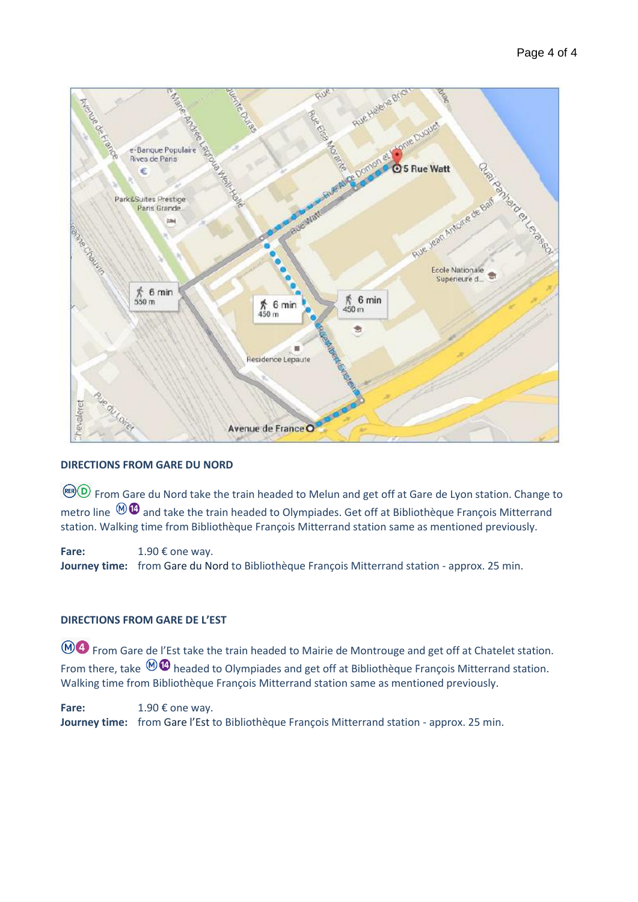## DIRECTIONS FROM GARE DU NORD

RER D From Gare du Nord take the train headed to Melun and get off at Gare de Lyon station. Change to metro line M 14 and take the train headed to Olympiades. Get off at Bibliothèque François Mitterrand station. Walking time from Bibliothèque François Mitterrand station same as mentioned previously.

**Fare:** 1.90 € one way.
**Journey time:** from Gare du Nord to Bibliothèque François Mitterrand station - approx. 25 min.

## DIRECTIONS FROM GARE DE L'EST

M 4 From Gare de l'Est take the train headed to Mairie de Montrouge and get off at Chatelet station. From there, take M 14 headed to Olympiades and get off at Bibliothèque François Mitterrand station. Walking time from Bibliothèque François Mitterrand station same as mentioned previously.

**Fare:** 1.90 € one way.
**Journey time:** from Gare l'Est to Bibliothèque François Mitterrand station - approx. 25 min.